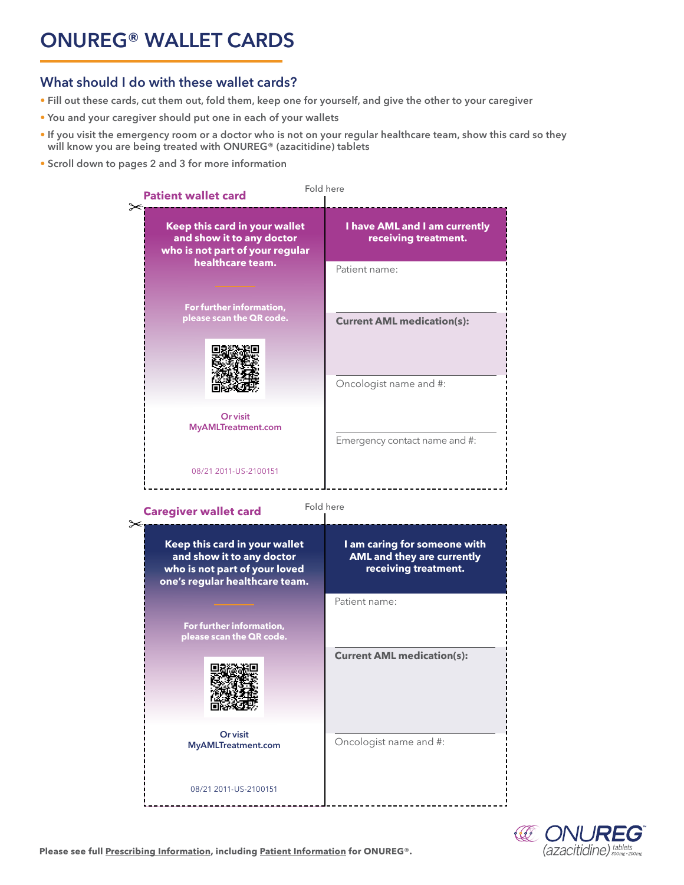# ONUREG® WALLET CARDS

## What should I do with these wallet cards?

- Fill out these cards, cut them out, fold them, keep one for yourself, and give the other to your caregiver
- You and your caregiver should put one in each of your wallets
- If you visit the emergency room or a doctor who is not on your regular healthcare team, show this card so they will know you are being treated with ONUREG® (azacitidine) tablets
- Scroll down to pages 2 and 3 for more information

### Patient wallet card

Fold here

**Keep this card in your wallet and show it to any doctor who is not part of your regular healthcare team.**

**For further information, please scan the QR code.**

Or visit MyAMLTreatment.com

08/21 2011-US-2100151

**I have AML and I am currently receiving treatment.**

Patient name:

**Current AML medication(s):**

Oncologist name and #:

Emergency contact name and #:

### Caregiver wallet card

Fold here

**Keep this card in your wallet and show it to any doctor who is not part of your loved one's regular healthcare team.**

**For further information, please scan the QR code.**

Or visit MyAMLTreatment.com

08/21 2011-US-2100151

**I am caring for someone with AML and they are currently receiving treatment.**

Patient name:

**Current AML medication(s):**

Oncologist name and #:

**Please see full Prescribing Information, including Patient Information for ONUREG®.**

ONUREG™ (azacitidine) tablets 300 mg • 200 mg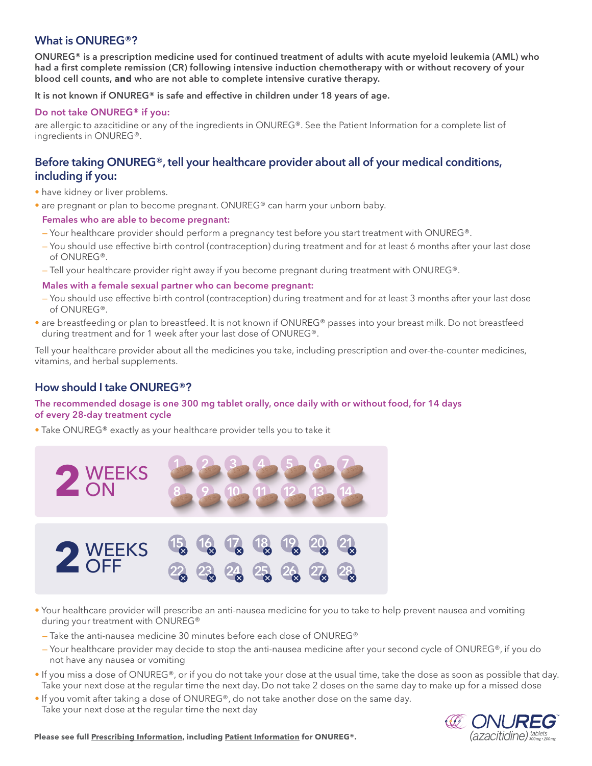## What is ONUREG®?

**ONUREG® is a prescription medicine used for continued treatment of adults with acute myeloid leukemia (AML) who had a first complete remission (CR) following intensive induction chemotherapy with or without recovery of your blood cell counts, and who are not able to complete intensive curative therapy.**

**It is not known if ONUREG® is safe and effective in children under 18 years of age.**

### Do not take ONUREG® if you:

are allergic to azacitidine or any of the ingredients in ONUREG®. See the Patient Information for a complete list of ingredients in ONUREG®.

## Before taking ONUREG®, tell your healthcare provider about all of your medical conditions, including if you:

- have kidney or liver problems.
- are pregnant or plan to become pregnant. ONUREG® can harm your unborn baby.

  **Females who are able to become pregnant:**
  - Your healthcare provider should perform a pregnancy test before you start treatment with ONUREG®.
  - You should use effective birth control (contraception) during treatment and for at least 6 months after your last dose of ONUREG®.
  - Tell your healthcare provider right away if you become pregnant during treatment with ONUREG®.

  **Males with a female sexual partner who can become pregnant:**
  - You should use effective birth control (contraception) during treatment and for at least 3 months after your last dose of ONUREG®.
- are breastfeeding or plan to breastfeed. It is not known if ONUREG® passes into your breast milk. Do not breastfeed during treatment and for 1 week after your last dose of ONUREG®.

Tell your healthcare provider about all the medicines you take, including prescription and over-the-counter medicines, vitamins, and herbal supplements.

## How should I take ONUREG®?

**The recommended dosage is one 300 mg tablet orally, once daily with or without food, for 14 days of every 28-day treatment cycle**

- Take ONUREG® exactly as your healthcare provider tells you to take it

**2 WEEKS ON**: 1 2 3 4 5 6 7 8 9 10 11 12 13 14

**2 WEEKS OFF**: 15 16 17 18 19 20 21 22 23 24 25 26 27 28

- Your healthcare provider will prescribe an anti-nausea medicine for you to take to help prevent nausea and vomiting during your treatment with ONUREG®
  - Take the anti-nausea medicine 30 minutes before each dose of ONUREG®
  - Your healthcare provider may decide to stop the anti-nausea medicine after your second cycle of ONUREG®, if you do not have any nausea or vomiting
- If you miss a dose of ONUREG®, or if you do not take your dose at the usual time, take the dose as soon as possible that day. Take your next dose at the regular time the next day. Do not take 2 doses on the same day to make up for a missed dose
- If you vomit after taking a dose of ONUREG®, do not take another dose on the same day. Take your next dose at the regular time the next day

**Please see full Prescribing Information, including Patient Information for ONUREG®.**

ONUREG® (azacitidine) tablets 300 mg • 200 mg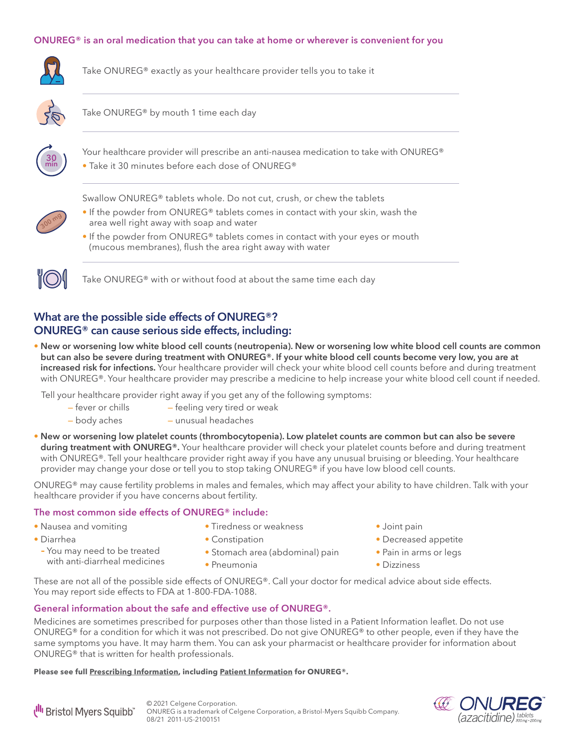## ONUREG® is an oral medication that you can take at home or wherever is convenient for you

Take ONUREG® exactly as your healthcare provider tells you to take it

Take ONUREG® by mouth 1 time each day

Your healthcare provider will prescribe an anti-nausea medication to take with ONUREG®

- Take it 30 minutes before each dose of ONUREG®

Swallow ONUREG® tablets whole. Do not cut, crush, or chew the tablets

- If the powder from ONUREG® tablets comes in contact with your skin, wash the area well right away with soap and water
- If the powder from ONUREG® tablets comes in contact with your eyes or mouth (mucous membranes), flush the area right away with water

Take ONUREG® with or without food at about the same time each day

## What are the possible side effects of ONUREG®? ONUREG® can cause serious side effects, including:

- **New or worsening low white blood cell counts (neutropenia). New or worsening low white blood cell counts are common but can also be severe during treatment with ONUREG®. If your white blood cell counts become very low, you are at increased risk for infections.** Your healthcare provider will check your white blood cell counts before and during treatment with ONUREG®. Your healthcare provider may prescribe a medicine to help increase your white blood cell count if needed.

  Tell your healthcare provider right away if you get any of the following symptoms:
  - fever or chills
  - body aches
  - feeling very tired or weak
  - unusual headaches

- **New or worsening low platelet counts (thrombocytopenia). Low platelet counts are common but can also be severe during treatment with ONUREG®.** Your healthcare provider will check your platelet counts before and during treatment with ONUREG®. Tell your healthcare provider right away if you have any unusual bruising or bleeding. Your healthcare provider may change your dose or tell you to stop taking ONUREG® if you have low blood cell counts.

ONUREG® may cause fertility problems in males and females, which may affect your ability to have children. Talk with your healthcare provider if you have concerns about fertility.

### The most common side effects of ONUREG® include:

- Nausea and vomiting
- Diarrhea
  - You may need to be treated with anti-diarrheal medicines
- Tiredness or weakness
- Constipation
- Stomach area (abdominal) pain
- Pneumonia
- Joint pain
- Decreased appetite
- Pain in arms or legs
- Dizziness

These are not all of the possible side effects of ONUREG®. Call your doctor for medical advice about side effects. You may report side effects to FDA at 1-800-FDA-1088.

### General information about the safe and effective use of ONUREG®.

Medicines are sometimes prescribed for purposes other than those listed in a Patient Information leaflet. Do not use ONUREG® for a condition for which it was not prescribed. Do not give ONUREG® to other people, even if they have the same symptoms you have. It may harm them. You can ask your pharmacist or healthcare provider for information about ONUREG® that is written for health professionals.

**Please see full Prescribing Information, including Patient Information for ONUREG®.**

Bristol Myers Squibb™

© 2021 Celgene Corporation.
ONUREG is a trademark of Celgene Corporation, a Bristol-Myers Squibb Company.
08/21 2011-US-2100151

ONUREG™ (azacitidine) tablets 300 mg • 200 mg